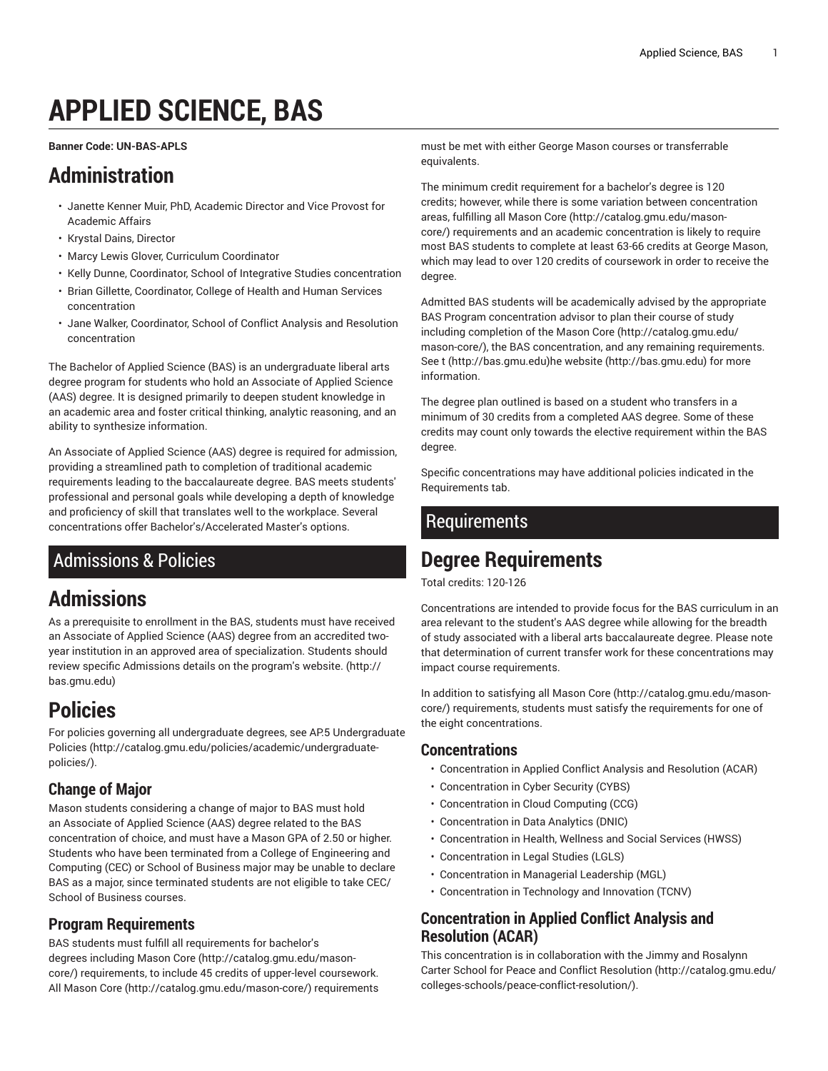# APPLIED SCIENCE, BAS

**Banner Code: UN-BAS-APLS**

## Administration

- Janette Kenner Muir, PhD, Academic Director and Vice Provost for Academic Affairs
- Krystal Dains, Director
- Marcy Lewis Glover, Curriculum Coordinator
- Kelly Dunne, Coordinator, School of Integrative Studies concentration
- Brian Gillette, Coordinator, College of Health and Human Services concentration
- Jane Walker, Coordinator, School of Conflict Analysis and Resolution concentration

The Bachelor of Applied Science (BAS) is an undergraduate liberal arts degree program for students who hold an Associate of Applied Science (AAS) degree. It is designed primarily to deepen student knowledge in an academic area and foster critical thinking, analytic reasoning, and an ability to synthesize information.

An Associate of Applied Science (AAS) degree is required for admission, providing a streamlined path to completion of traditional academic requirements leading to the baccalaureate degree. BAS meets students' professional and personal goals while developing a depth of knowledge and proficiency of skill that translates well to the workplace. Several concentrations offer Bachelor's/Accelerated Master's options.

# Admissions & Policies

## Admissions

As a prerequisite to enrollment in the BAS, students must have received an Associate of Applied Science (AAS) degree from an accredited two-year institution in an approved area of specialization. Students should review specific Admissions details on the program's website. (http://bas.gmu.edu)

## Policies

For policies governing all undergraduate degrees, see AP.5 Undergraduate Policies (http://catalog.gmu.edu/policies/academic/undergraduate-policies/).

### Change of Major

Mason students considering a change of major to BAS must hold an Associate of Applied Science (AAS) degree related to the BAS concentration of choice, and must have a Mason GPA of 2.50 or higher. Students who have been terminated from a College of Engineering and Computing (CEC) or School of Business major may be unable to declare BAS as a major, since terminated students are not eligible to take CEC/School of Business courses.

### Program Requirements

BAS students must fulfill all requirements for bachelor's degrees including Mason Core (http://catalog.gmu.edu/mason-core/) requirements, to include 45 credits of upper-level coursework. All Mason Core (http://catalog.gmu.edu/mason-core/) requirements must be met with either George Mason courses or transferrable equivalents.

The minimum credit requirement for a bachelor's degree is 120 credits; however, while there is some variation between concentration areas, fulfilling all Mason Core (http://catalog.gmu.edu/mason-core/) requirements and an academic concentration is likely to require most BAS students to complete at least 63-66 credits at George Mason, which may lead to over 120 credits of coursework in order to receive the degree.

Admitted BAS students will be academically advised by the appropriate BAS Program concentration advisor to plan their course of study including completion of the Mason Core (http://catalog.gmu.edu/mason-core/), the BAS concentration, and any remaining requirements. See t (http://bas.gmu.edu)he website (http://bas.gmu.edu) for more information.

The degree plan outlined is based on a student who transfers in a minimum of 30 credits from a completed AAS degree. Some of these credits may count only towards the elective requirement within the BAS degree.

Specific concentrations may have additional policies indicated in the Requirements tab.

# Requirements

## Degree Requirements

Total credits: 120-126

Concentrations are intended to provide focus for the BAS curriculum in an area relevant to the student's AAS degree while allowing for the breadth of study associated with a liberal arts baccalaureate degree. Please note that determination of current transfer work for these concentrations may impact course requirements.

In addition to satisfying all Mason Core (http://catalog.gmu.edu/mason-core/) requirements, students must satisfy the requirements for one of the eight concentrations.

### Concentrations

- Concentration in Applied Conflict Analysis and Resolution (ACAR)
- Concentration in Cyber Security (CYBS)
- Concentration in Cloud Computing (CCG)
- Concentration in Data Analytics (DNIC)
- Concentration in Health, Wellness and Social Services (HWSS)
- Concentration in Legal Studies (LGLS)
- Concentration in Managerial Leadership (MGL)
- Concentration in Technology and Innovation (TCNV)

### Concentration in Applied Conflict Analysis and Resolution (ACAR)

This concentration is in collaboration with the Jimmy and Rosalynn Carter School for Peace and Conflict Resolution (http://catalog.gmu.edu/colleges-schools/peace-conflict-resolution/).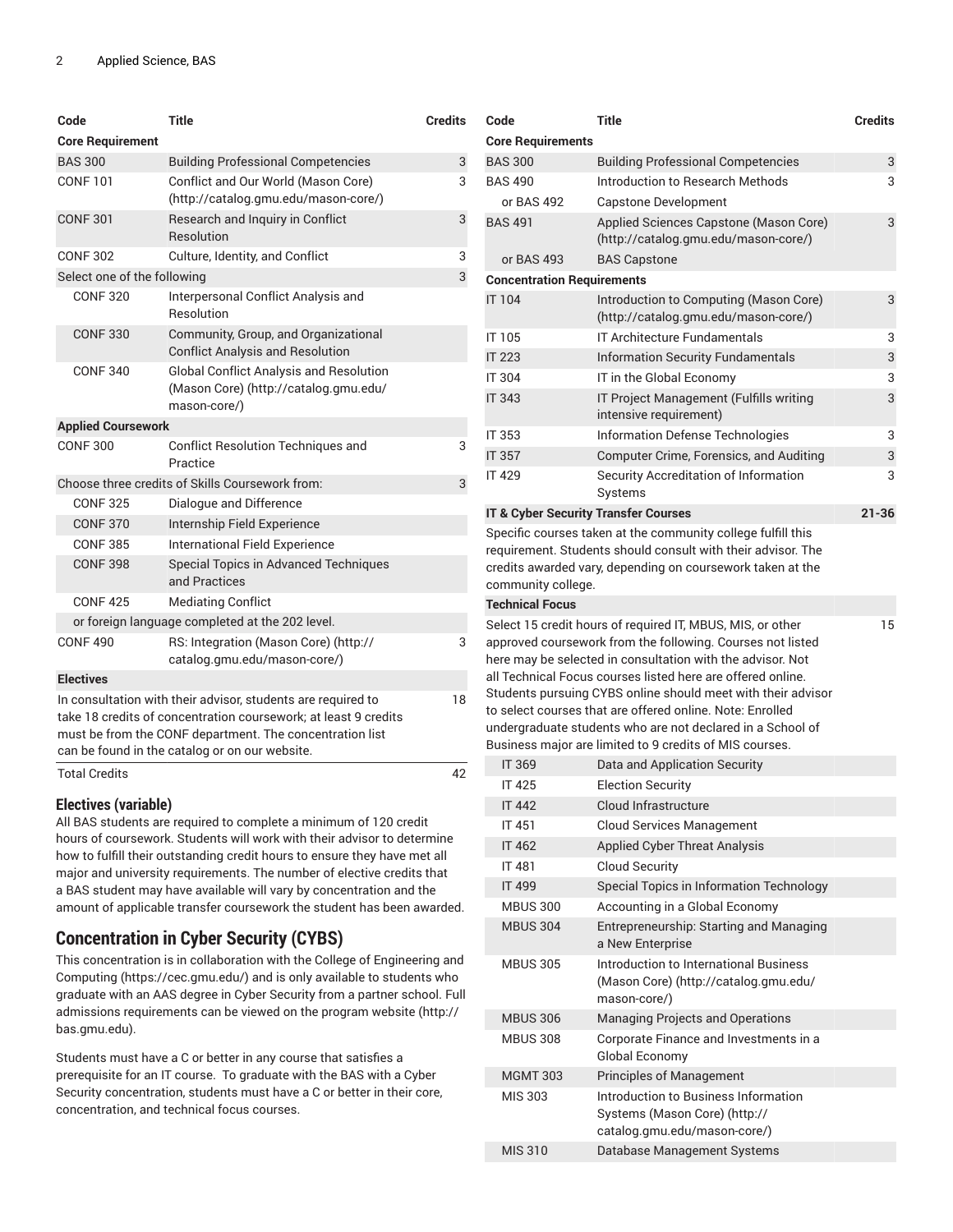| Code | Title | Credits |
|---|---|---|
| **Core Requirement** | | |
| BAS 300 | Building Professional Competencies | 3 |
| CONF 101 | Conflict and Our World (Mason Core) (http://catalog.gmu.edu/mason-core/) | 3 |
| CONF 301 | Research and Inquiry in Conflict Resolution | 3 |
| CONF 302 | Culture, Identity, and Conflict | 3 |
| Select one of the following | | 3 |
| CONF 320 | Interpersonal Conflict Analysis and Resolution | |
| CONF 330 | Community, Group, and Organizational Conflict Analysis and Resolution | |
| CONF 340 | Global Conflict Analysis and Resolution (Mason Core) (http://catalog.gmu.edu/mason-core/) | |
| **Applied Coursework** | | |
| CONF 300 | Conflict Resolution Techniques and Practice | 3 |
| Choose three credits of Skills Coursework from: | | 3 |
| CONF 325 | Dialogue and Difference | |
| CONF 370 | Internship Field Experience | |
| CONF 385 | International Field Experience | |
| CONF 398 | Special Topics in Advanced Techniques and Practices | |
| CONF 425 | Mediating Conflict | |
| or foreign language completed at the 202 level. | | |
| CONF 490 | RS: Integration (Mason Core) (http://catalog.gmu.edu/mason-core/) | 3 |
| **Electives** | | |
| In consultation with their advisor, students are required to take 18 credits of concentration coursework; at least 9 credits must be from the CONF department. The concentration list can be found in the catalog or on our website. | | 18 |
| Total Credits | | 42 |

### Electives (variable)

All BAS students are required to complete a minimum of 120 credit hours of coursework. Students will work with their advisor to determine how to fulfill their outstanding credit hours to ensure they have met all major and university requirements. The number of elective credits that a BAS student may have available will vary by concentration and the amount of applicable transfer coursework the student has been awarded.

## Concentration in Cyber Security (CYBS)

This concentration is in collaboration with the College of Engineering and Computing (https://cec.gmu.edu/) and is only available to students who graduate with an AAS degree in Cyber Security from a partner school. Full admissions requirements can be viewed on the program website (http://bas.gmu.edu).

Students must have a C or better in any course that satisfies a prerequisite for an IT course. To graduate with the BAS with a Cyber Security concentration, students must have a C or better in their core, concentration, and technical focus courses.

| Code | Title | Credits |
|---|---|---|
| **Core Requirements** | | |
| BAS 300 | Building Professional Competencies | 3 |
| BAS 490 | Introduction to Research Methods | 3 |
| or BAS 492 | Capstone Development | |
| BAS 491 | Applied Sciences Capstone (Mason Core) (http://catalog.gmu.edu/mason-core/) | 3 |
| or BAS 493 | BAS Capstone | |
| **Concentration Requirements** | | |
| IT 104 | Introduction to Computing (Mason Core) (http://catalog.gmu.edu/mason-core/) | 3 |
| IT 105 | IT Architecture Fundamentals | 3 |
| IT 223 | Information Security Fundamentals | 3 |
| IT 304 | IT in the Global Economy | 3 |
| IT 343 | IT Project Management (Fulfills writing intensive requirement) | 3 |
| IT 353 | Information Defense Technologies | 3 |
| IT 357 | Computer Crime, Forensics, and Auditing | 3 |
| IT 429 | Security Accreditation of Information Systems | 3 |
| **IT & Cyber Security Transfer Courses** | | **21-36** |
| Specific courses taken at the community college fulfill this requirement. Students should consult with their advisor. The credits awarded vary, depending on coursework taken at the community college. | | |
| **Technical Focus** | | |
| Select 15 credit hours of required IT, MBUS, MIS, or other approved coursework from the following. Courses not listed here may be selected in consultation with the advisor. Not all Technical Focus courses listed here are offered online. Students pursuing CYBS online should meet with their advisor to select courses that are offered online. Note: Enrolled undergraduate students who are not declared in a School of Business major are limited to 9 credits of MIS courses. | | 15 |
| IT 369 | Data and Application Security | |
| IT 425 | Election Security | |
| IT 442 | Cloud Infrastructure | |
| IT 451 | Cloud Services Management | |
| IT 462 | Applied Cyber Threat Analysis | |
| IT 481 | Cloud Security | |
| IT 499 | Special Topics in Information Technology | |
| MBUS 300 | Accounting in a Global Economy | |
| MBUS 304 | Entrepreneurship: Starting and Managing a New Enterprise | |
| MBUS 305 | Introduction to International Business (Mason Core) (http://catalog.gmu.edu/mason-core/) | |
| MBUS 306 | Managing Projects and Operations | |
| MBUS 308 | Corporate Finance and Investments in a Global Economy | |
| MGMT 303 | Principles of Management | |
| MIS 303 | Introduction to Business Information Systems (Mason Core) (http://catalog.gmu.edu/mason-core/) | |
| MIS 310 | Database Management Systems | |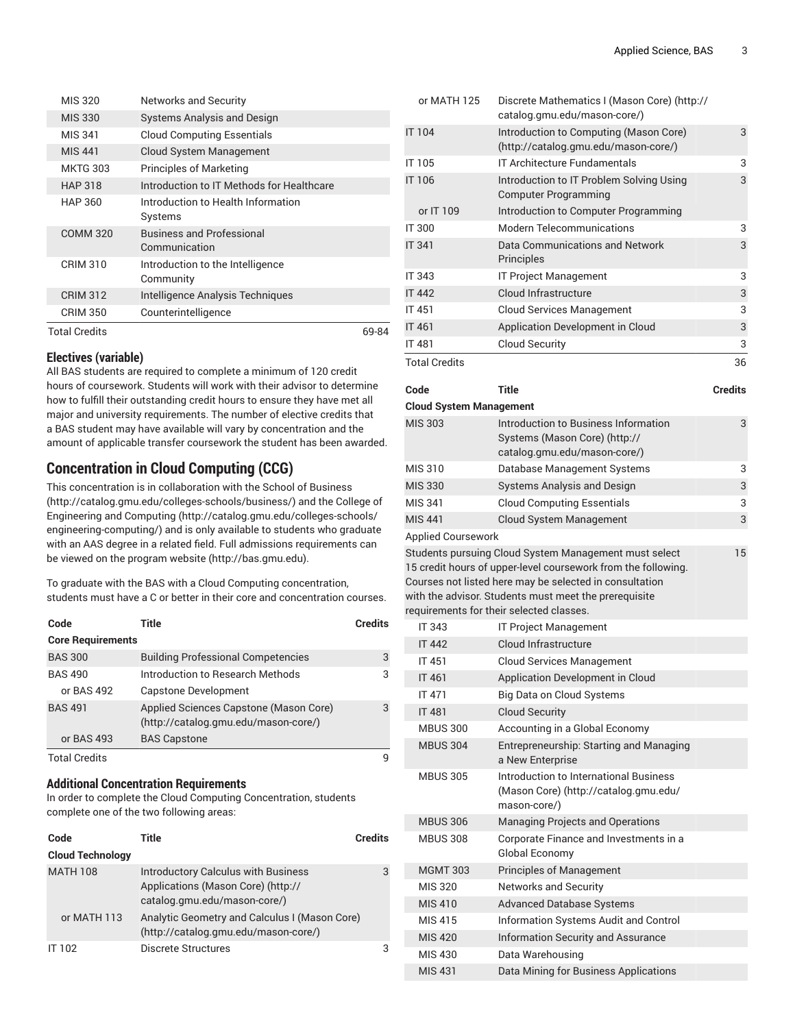| | | |
|---|---|---|
| MIS 320 | Networks and Security | |
| MIS 330 | Systems Analysis and Design | |
| MIS 341 | Cloud Computing Essentials | |
| MIS 441 | Cloud System Management | |
| MKTG 303 | Principles of Marketing | |
| HAP 318 | Introduction to IT Methods for Healthcare | |
| HAP 360 | Introduction to Health Information Systems | |
| COMM 320 | Business and Professional Communication | |
| CRIM 310 | Introduction to the Intelligence Community | |
| CRIM 312 | Intelligence Analysis Techniques | |
| CRIM 350 | Counterintelligence | |
| Total Credits | | 69-84 |

### Electives (variable)

All BAS students are required to complete a minimum of 120 credit hours of coursework. Students will work with their advisor to determine how to fulfill their outstanding credit hours to ensure they have met all major and university requirements. The number of elective credits that a BAS student may have available will vary by concentration and the amount of applicable transfer coursework the student has been awarded.

## Concentration in Cloud Computing (CCG)

This concentration is in collaboration with the School of Business (http://catalog.gmu.edu/colleges-schools/business/) and the College of Engineering and Computing (http://catalog.gmu.edu/colleges-schools/engineering-computing/) and is only available to students who graduate with an AAS degree in a related field. Full admissions requirements can be viewed on the program website (http://bas.gmu.edu).

To graduate with the BAS with a Cloud Computing concentration, students must have a C or better in their core and concentration courses.

| Code | Title | Credits |
|---|---|---|
| **Core Requirements** | | |
| BAS 300 | Building Professional Competencies | 3 |
| BAS 490 | Introduction to Research Methods | 3 |
| or BAS 492 | Capstone Development | |
| BAS 491 | Applied Sciences Capstone (Mason Core) (http://catalog.gmu.edu/mason-core/) | 3 |
| or BAS 493 | BAS Capstone | |
| Total Credits | | 9 |

### Additional Concentration Requirements

In order to complete the Cloud Computing Concentration, students complete one of the two following areas:

| Code | Title | Credits |
|---|---|---|
| **Cloud Technology** | | |
| MATH 108 | Introductory Calculus with Business Applications (Mason Core) (http://catalog.gmu.edu/mason-core/) | 3 |
| or MATH 113 | Analytic Geometry and Calculus I (Mason Core) (http://catalog.gmu.edu/mason-core/) | |
| IT 102 | Discrete Structures | 3 |
| or MATH 125 | Discrete Mathematics I (Mason Core) (http://catalog.gmu.edu/mason-core/) | |
| IT 104 | Introduction to Computing (Mason Core) (http://catalog.gmu.edu/mason-core/) | 3 |
| IT 105 | IT Architecture Fundamentals | 3 |
| IT 106 | Introduction to IT Problem Solving Using Computer Programming | 3 |
| or IT 109 | Introduction to Computer Programming | |
| IT 300 | Modern Telecommunications | 3 |
| IT 341 | Data Communications and Network Principles | 3 |
| IT 343 | IT Project Management | 3 |
| IT 442 | Cloud Infrastructure | 3 |
| IT 451 | Cloud Services Management | 3 |
| IT 461 | Application Development in Cloud | 3 |
| IT 481 | Cloud Security | 3 |
| Total Credits | | 36 |

| Code | Title | Credits |
|---|---|---|
| **Cloud System Management** | | |
| MIS 303 | Introduction to Business Information Systems (Mason Core) (http://catalog.gmu.edu/mason-core/) | 3 |
| MIS 310 | Database Management Systems | 3 |
| MIS 330 | Systems Analysis and Design | 3 |
| MIS 341 | Cloud Computing Essentials | 3 |
| MIS 441 | Cloud System Management | 3 |
| Applied Coursework | | |
| Students pursuing Cloud System Management must select 15 credit hours of upper-level coursework from the following. Courses not listed here may be selected in consultation with the advisor. Students must meet the prerequisite requirements for their selected classes. | | 15 |
| IT 343 | IT Project Management | |
| IT 442 | Cloud Infrastructure | |
| IT 451 | Cloud Services Management | |
| IT 461 | Application Development in Cloud | |
| IT 471 | Big Data on Cloud Systems | |
| IT 481 | Cloud Security | |
| MBUS 300 | Accounting in a Global Economy | |
| MBUS 304 | Entrepreneurship: Starting and Managing a New Enterprise | |
| MBUS 305 | Introduction to International Business (Mason Core) (http://catalog.gmu.edu/mason-core/) | |
| MBUS 306 | Managing Projects and Operations | |
| MBUS 308 | Corporate Finance and Investments in a Global Economy | |
| MGMT 303 | Principles of Management | |
| MIS 320 | Networks and Security | |
| MIS 410 | Advanced Database Systems | |
| MIS 415 | Information Systems Audit and Control | |
| MIS 420 | Information Security and Assurance | |
| MIS 430 | Data Warehousing | |
| MIS 431 | Data Mining for Business Applications | |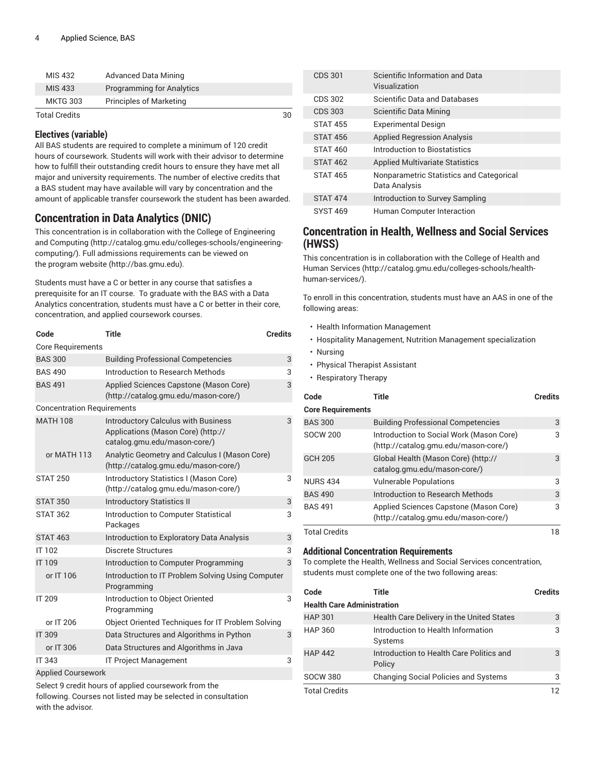| Code | Title | Credits |
| --- | --- | --- |
| MIS 432 | Advanced Data Mining | |
| MIS 433 | Programming for Analytics | |
| MKTG 303 | Principles of Marketing | |
| Total Credits | | 30 |

### Electives (variable)

All BAS students are required to complete a minimum of 120 credit hours of coursework. Students will work with their advisor to determine how to fulfill their outstanding credit hours to ensure they have met all major and university requirements. The number of elective credits that a BAS student may have available will vary by concentration and the amount of applicable transfer coursework the student has been awarded.

## Concentration in Data Analytics (DNIC)

This concentration is in collaboration with the College of Engineering and Computing (http://catalog.gmu.edu/colleges-schools/engineering-computing/). Full admissions requirements can be viewed on the program website (http://bas.gmu.edu).

Students must have a C or better in any course that satisfies a prerequisite for an IT course. To graduate with the BAS with a Data Analytics concentration, students must have a C or better in their core, concentration, and applied coursework courses.

| Code | Title | Credits |
| --- | --- | --- |
| Core Requirements | | |
| BAS 300 | Building Professional Competencies | 3 |
| BAS 490 | Introduction to Research Methods | 3 |
| BAS 491 | Applied Sciences Capstone (Mason Core) (http://catalog.gmu.edu/mason-core/) | 3 |
| Concentration Requirements | | |
| MATH 108 | Introductory Calculus with Business Applications (Mason Core) (http://catalog.gmu.edu/mason-core/) | 3 |
| or MATH 113 | Analytic Geometry and Calculus I (Mason Core) (http://catalog.gmu.edu/mason-core/) | |
| STAT 250 | Introductory Statistics I (Mason Core) (http://catalog.gmu.edu/mason-core/) | 3 |
| STAT 350 | Introductory Statistics II | 3 |
| STAT 362 | Introduction to Computer Statistical Packages | 3 |
| STAT 463 | Introduction to Exploratory Data Analysis | 3 |
| IT 102 | Discrete Structures | 3 |
| IT 109 | Introduction to Computer Programming | 3 |
| or IT 106 | Introduction to IT Problem Solving Using Computer Programming | |
| IT 209 | Introduction to Object Oriented Programming | 3 |
| or IT 206 | Object Oriented Techniques for IT Problem Solving | |
| IT 309 | Data Structures and Algorithms in Python | 3 |
| or IT 306 | Data Structures and Algorithms in Java | |
| IT 343 | IT Project Management | 3 |
| Applied Coursework | | |
| Select 9 credit hours of applied coursework from the following. Courses not listed may be selected in consultation with the advisor. | | |
| CDS 301 | Scientific Information and Data Visualization | |
| CDS 302 | Scientific Data and Databases | |
| CDS 303 | Scientific Data Mining | |
| STAT 455 | Experimental Design | |
| STAT 456 | Applied Regression Analysis | |
| STAT 460 | Introduction to Biostatistics | |
| STAT 462 | Applied Multivariate Statistics | |
| STAT 465 | Nonparametric Statistics and Categorical Data Analysis | |
| STAT 474 | Introduction to Survey Sampling | |
| SYST 469 | Human Computer Interaction | |

## Concentration in Health, Wellness and Social Services (HWSS)

This concentration is in collaboration with the College of Health and Human Services (http://catalog.gmu.edu/colleges-schools/health-human-services/).

To enroll in this concentration, students must have an AAS in one of the following areas:

- Health Information Management
- Hospitality Management, Nutrition Management specialization
- Nursing
- Physical Therapist Assistant
- Respiratory Therapy

| Code | Title | Credits |
| --- | --- | --- |
| **Core Requirements** | | |
| BAS 300 | Building Professional Competencies | 3 |
| SOCW 200 | Introduction to Social Work (Mason Core) (http://catalog.gmu.edu/mason-core/) | 3 |
| GCH 205 | Global Health (Mason Core) (http://catalog.gmu.edu/mason-core/) | 3 |
| NURS 434 | Vulnerable Populations | 3 |
| BAS 490 | Introduction to Research Methods | 3 |
| BAS 491 | Applied Sciences Capstone (Mason Core) (http://catalog.gmu.edu/mason-core/) | 3 |
| Total Credits | | 18 |

### Additional Concentration Requirements

To complete the Health, Wellness and Social Services concentration, students must complete one of the two following areas:

| Code | Title | Credits |
| --- | --- | --- |
| **Health Care Administration** | | |
| HAP 301 | Health Care Delivery in the United States | 3 |
| HAP 360 | Introduction to Health Information Systems | 3 |
| HAP 442 | Introduction to Health Care Politics and Policy | 3 |
| SOCW 380 | Changing Social Policies and Systems | 3 |
| Total Credits | | 12 |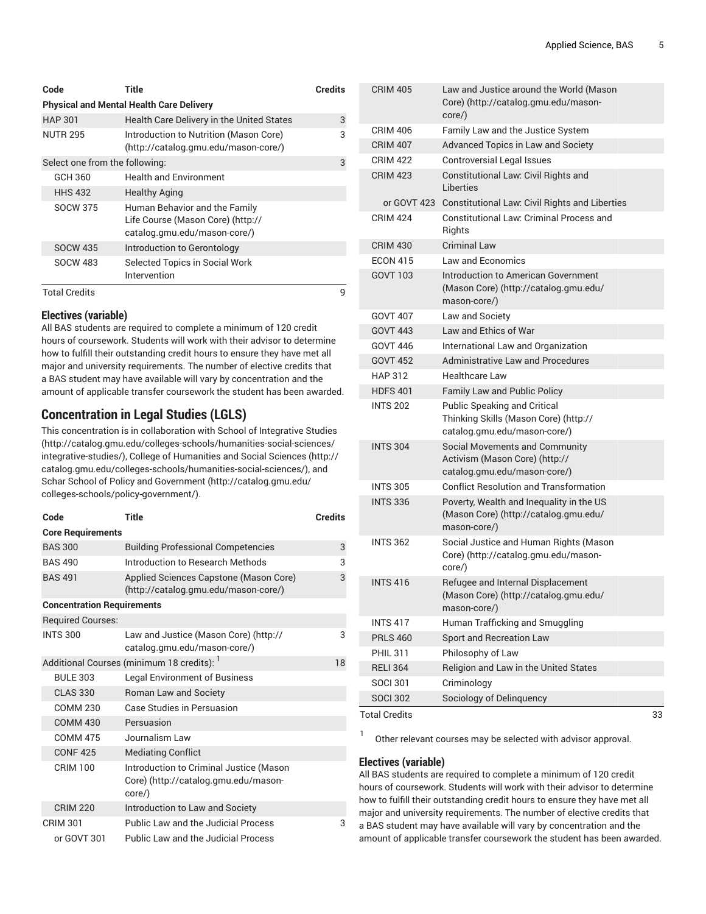| Code | Title | Credits |
| --- | --- | --- |
| **Physical and Mental Health Care Delivery** | | |
| HAP 301 | Health Care Delivery in the United States | 3 |
| NUTR 295 | Introduction to Nutrition (Mason Core) (http://catalog.gmu.edu/mason-core/) | 3 |
| Select one from the following: | | 3 |
| GCH 360 | Health and Environment | |
| HHS 432 | Healthy Aging | |
| SOCW 375 | Human Behavior and the Family Life Course (Mason Core) (http://catalog.gmu.edu/mason-core/) | |
| SOCW 435 | Introduction to Gerontology | |
| SOCW 483 | Selected Topics in Social Work Intervention | |
| Total Credits | | 9 |

#### Electives (variable)

All BAS students are required to complete a minimum of 120 credit hours of coursework. Students will work with their advisor to determine how to fulfill their outstanding credit hours to ensure they have met all major and university requirements. The number of elective credits that a BAS student may have available will vary by concentration and the amount of applicable transfer coursework the student has been awarded.

## Concentration in Legal Studies (LGLS)

This concentration is in collaboration with School of Integrative Studies (http://catalog.gmu.edu/colleges-schools/humanities-social-sciences/integrative-studies/), College of Humanities and Social Sciences (http://catalog.gmu.edu/colleges-schools/humanities-social-sciences/), and Schar School of Policy and Government (http://catalog.gmu.edu/colleges-schools/policy-government/).

| Code | Title | Credits |
| --- | --- | --- |
| **Core Requirements** | | |
| BAS 300 | Building Professional Competencies | 3 |
| BAS 490 | Introduction to Research Methods | 3 |
| BAS 491 | Applied Sciences Capstone (Mason Core) (http://catalog.gmu.edu/mason-core/) | 3 |
| **Concentration Requirements** | | |
| Required Courses: | | |
| INTS 300 | Law and Justice (Mason Core) (http://catalog.gmu.edu/mason-core/) | 3 |
| Additional Courses (minimum 18 credits): [1] | | 18 |
| BULE 303 | Legal Environment of Business | |
| CLAS 330 | Roman Law and Society | |
| COMM 230 | Case Studies in Persuasion | |
| COMM 430 | Persuasion | |
| COMM 475 | Journalism Law | |
| CONF 425 | Mediating Conflict | |
| CRIM 100 | Introduction to Criminal Justice (Mason Core) (http://catalog.gmu.edu/mason-core/) | |
| CRIM 220 | Introduction to Law and Society | |
| CRIM 301 | Public Law and the Judicial Process | 3 |
| or GOVT 301 | Public Law and the Judicial Process | |
| CRIM 405 | Law and Justice around the World (Mason Core) (http://catalog.gmu.edu/mason-core/) | |
| CRIM 406 | Family Law and the Justice System | |
| CRIM 407 | Advanced Topics in Law and Society | |
| CRIM 422 | Controversial Legal Issues | |
| CRIM 423 | Constitutional Law: Civil Rights and Liberties | |
| or GOVT 423 | Constitutional Law: Civil Rights and Liberties | |
| CRIM 424 | Constitutional Law: Criminal Process and Rights | |
| CRIM 430 | Criminal Law | |
| ECON 415 | Law and Economics | |
| GOVT 103 | Introduction to American Government (Mason Core) (http://catalog.gmu.edu/mason-core/) | |
| GOVT 407 | Law and Society | |
| GOVT 443 | Law and Ethics of War | |
| GOVT 446 | International Law and Organization | |
| GOVT 452 | Administrative Law and Procedures | |
| HAP 312 | Healthcare Law | |
| HDFS 401 | Family Law and Public Policy | |
| INTS 202 | Public Speaking and Critical Thinking Skills (Mason Core) (http://catalog.gmu.edu/mason-core/) | |
| INTS 304 | Social Movements and Community Activism (Mason Core) (http://catalog.gmu.edu/mason-core/) | |
| INTS 305 | Conflict Resolution and Transformation | |
| INTS 336 | Poverty, Wealth and Inequality in the US (Mason Core) (http://catalog.gmu.edu/mason-core/) | |
| INTS 362 | Social Justice and Human Rights (Mason Core) (http://catalog.gmu.edu/mason-core/) | |
| INTS 416 | Refugee and Internal Displacement (Mason Core) (http://catalog.gmu.edu/mason-core/) | |
| INTS 417 | Human Trafficking and Smuggling | |
| PRLS 460 | Sport and Recreation Law | |
| PHIL 311 | Philosophy of Law | |
| RELI 364 | Religion and Law in the United States | |
| SOCI 301 | Criminology | |
| SOCI 302 | Sociology of Delinquency | |
| Total Credits | | 33 |

[1] Other relevant courses may be selected with advisor approval.

#### Electives (variable)

All BAS students are required to complete a minimum of 120 credit hours of coursework. Students will work with their advisor to determine how to fulfill their outstanding credit hours to ensure they have met all major and university requirements. The number of elective credits that a BAS student may have available will vary by concentration and the amount of applicable transfer coursework the student has been awarded.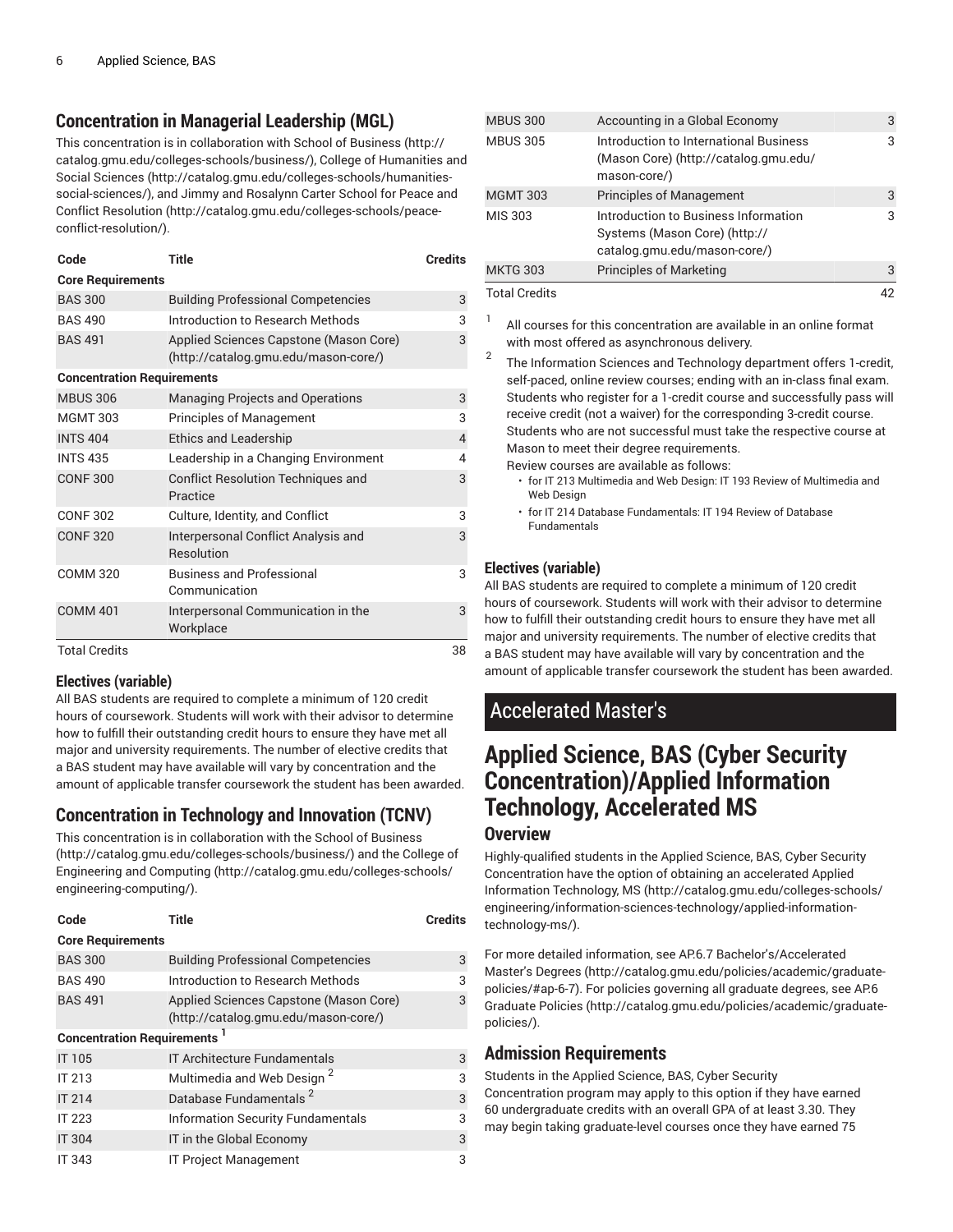## Concentration in Managerial Leadership (MGL)

This concentration is in collaboration with School of Business (http://catalog.gmu.edu/colleges-schools/business/), College of Humanities and Social Sciences (http://catalog.gmu.edu/colleges-schools/humanities-social-sciences/), and Jimmy and Rosalynn Carter School for Peace and Conflict Resolution (http://catalog.gmu.edu/colleges-schools/peace-conflict-resolution/).

| Code | Title | Credits |
|---|---|---|
| **Core Requirements** | | |
| BAS 300 | Building Professional Competencies | 3 |
| BAS 490 | Introduction to Research Methods | 3 |
| BAS 491 | Applied Sciences Capstone (Mason Core) (http://catalog.gmu.edu/mason-core/) | 3 |
| **Concentration Requirements** | | |
| MBUS 306 | Managing Projects and Operations | 3 |
| MGMT 303 | Principles of Management | 3 |
| INTS 404 | Ethics and Leadership | 4 |
| INTS 435 | Leadership in a Changing Environment | 4 |
| CONF 300 | Conflict Resolution Techniques and Practice | 3 |
| CONF 302 | Culture, Identity, and Conflict | 3 |
| CONF 320 | Interpersonal Conflict Analysis and Resolution | 3 |
| COMM 320 | Business and Professional Communication | 3 |
| COMM 401 | Interpersonal Communication in the Workplace | 3 |
| Total Credits | | 38 |

### Electives (variable)

All BAS students are required to complete a minimum of 120 credit hours of coursework. Students will work with their advisor to determine how to fulfill their outstanding credit hours to ensure they have met all major and university requirements. The number of elective credits that a BAS student may have available will vary by concentration and the amount of applicable transfer coursework the student has been awarded.

## Concentration in Technology and Innovation (TCNV)

This concentration is in collaboration with the School of Business (http://catalog.gmu.edu/colleges-schools/business/) and the College of Engineering and Computing (http://catalog.gmu.edu/colleges-schools/engineering-computing/).

| Code | Title | Credits |
|---|---|---|
| **Core Requirements** | | |
| BAS 300 | Building Professional Competencies | 3 |
| BAS 490 | Introduction to Research Methods | 3 |
| BAS 491 | Applied Sciences Capstone (Mason Core) (http://catalog.gmu.edu/mason-core/) | 3 |
| **Concentration Requirements** [1] | | |
| IT 105 | IT Architecture Fundamentals | 3 |
| IT 213 | Multimedia and Web Design [2] | 3 |
| IT 214 | Database Fundamentals [2] | 3 |
| IT 223 | Information Security Fundamentals | 3 |
| IT 304 | IT in the Global Economy | 3 |
| IT 343 | IT Project Management | 3 |
| MBUS 300 | Accounting in a Global Economy | 3 |
| MBUS 305 | Introduction to International Business (Mason Core) (http://catalog.gmu.edu/mason-core/) | 3 |
| MGMT 303 | Principles of Management | 3 |
| MIS 303 | Introduction to Business Information Systems (Mason Core) (http://catalog.gmu.edu/mason-core/) | 3 |
| MKTG 303 | Principles of Marketing | 3 |
| Total Credits | | 42 |

1. All courses for this concentration are available in an online format with most offered as asynchronous delivery.
2. The Information Sciences and Technology department offers 1-credit, self-paced, online review courses; ending with an in-class final exam. Students who register for a 1-credit course and successfully pass will receive credit (not a waiver) for the corresponding 3-credit course. Students who are not successful must take the respective course at Mason to meet their degree requirements.

   Review courses are available as follows:
   - for IT 213 Multimedia and Web Design: IT 193 Review of Multimedia and Web Design
   - for IT 214 Database Fundamentals: IT 194 Review of Database Fundamentals

### Electives (variable)

All BAS students are required to complete a minimum of 120 credit hours of coursework. Students will work with their advisor to determine how to fulfill their outstanding credit hours to ensure they have met all major and university requirements. The number of elective credits that a BAS student may have available will vary by concentration and the amount of applicable transfer coursework the student has been awarded.

# Accelerated Master's

## Applied Science, BAS (Cyber Security Concentration)/Applied Information Technology, Accelerated MS

### Overview

Highly-qualified students in the Applied Science, BAS, Cyber Security Concentration have the option of obtaining an accelerated Applied Information Technology, MS (http://catalog.gmu.edu/colleges-schools/engineering/information-sciences-technology/applied-information-technology-ms/).

For more detailed information, see AP.6.7 Bachelor's/Accelerated Master's Degrees (http://catalog.gmu.edu/policies/academic/graduate-policies/#ap-6-7). For policies governing all graduate degrees, see AP.6 Graduate Policies (http://catalog.gmu.edu/policies/academic/graduate-policies/).

### Admission Requirements

Students in the Applied Science, BAS, Cyber Security Concentration program may apply to this option if they have earned 60 undergraduate credits with an overall GPA of at least 3.30. They may begin taking graduate-level courses once they have earned 75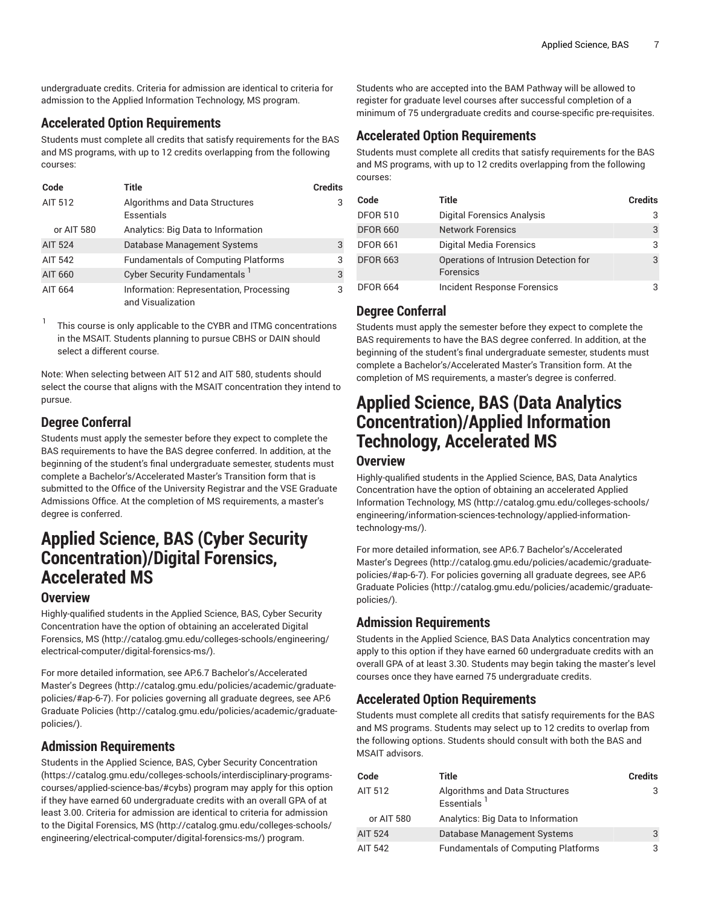undergraduate credits. Criteria for admission are identical to criteria for admission to the Applied Information Technology, MS program.

### Accelerated Option Requirements

Students must complete all credits that satisfy requirements for the BAS and MS programs, with up to 12 credits overlapping from the following courses:

| Code | Title | Credits |
|---|---|---|
| AIT 512 | Algorithms and Data Structures Essentials | 3 |
| or AIT 580 | Analytics: Big Data to Information | |
| AIT 524 | Database Management Systems | 3 |
| AIT 542 | Fundamentals of Computing Platforms | 3 |
| AIT 660 | Cyber Security Fundamentals [1] | 3 |
| AIT 664 | Information: Representation, Processing and Visualization | 3 |

[1] This course is only applicable to the CYBR and ITMG concentrations in the MSAIT. Students planning to pursue CBHS or DAIN should select a different course.

Note: When selecting between AIT 512 and AIT 580, students should select the course that aligns with the MSAIT concentration they intend to pursue.

### Degree Conferral

Students must apply the semester before they expect to complete the BAS requirements to have the BAS degree conferred. In addition, at the beginning of the student's final undergraduate semester, students must complete a Bachelor's/Accelerated Master's Transition form that is submitted to the Office of the University Registrar and the VSE Graduate Admissions Office. At the completion of MS requirements, a master's degree is conferred.

# Applied Science, BAS (Cyber Security Concentration)/Digital Forensics, Accelerated MS

### Overview

Highly-qualified students in the Applied Science, BAS, Cyber Security Concentration have the option of obtaining an accelerated Digital Forensics, MS (http://catalog.gmu.edu/colleges-schools/engineering/electrical-computer/digital-forensics-ms/).

For more detailed information, see AP.6.7 Bachelor's/Accelerated Master's Degrees (http://catalog.gmu.edu/policies/academic/graduate-policies/#ap-6-7). For policies governing all graduate degrees, see AP.6 Graduate Policies (http://catalog.gmu.edu/policies/academic/graduate-policies/).

### Admission Requirements

Students in the Applied Science, BAS, Cyber Security Concentration (https://catalog.gmu.edu/colleges-schools/interdisciplinary-programs-courses/applied-science-bas/#cybs) program may apply for this option if they have earned 60 undergraduate credits with an overall GPA of at least 3.00. Criteria for admission are identical to criteria for admission to the Digital Forensics, MS (http://catalog.gmu.edu/colleges-schools/engineering/electrical-computer/digital-forensics-ms/) program.

Students who are accepted into the BAM Pathway will be allowed to register for graduate level courses after successful completion of a minimum of 75 undergraduate credits and course-specific pre-requisites.

### Accelerated Option Requirements

Students must complete all credits that satisfy requirements for the BAS and MS programs, with up to 12 credits overlapping from the following courses:

| Code | Title | Credits |
|---|---|---|
| DFOR 510 | Digital Forensics Analysis | 3 |
| DFOR 660 | Network Forensics | 3 |
| DFOR 661 | Digital Media Forensics | 3 |
| DFOR 663 | Operations of Intrusion Detection for Forensics | 3 |
| DFOR 664 | Incident Response Forensics | 3 |

### Degree Conferral

Students must apply the semester before they expect to complete the BAS requirements to have the BAS degree conferred. In addition, at the beginning of the student's final undergraduate semester, students must complete a Bachelor's/Accelerated Master's Transition form. At the completion of MS requirements, a master's degree is conferred.

# Applied Science, BAS (Data Analytics Concentration)/Applied Information Technology, Accelerated MS

### Overview

Highly-qualified students in the Applied Science, BAS, Data Analytics Concentration have the option of obtaining an accelerated Applied Information Technology, MS (http://catalog.gmu.edu/colleges-schools/engineering/information-sciences-technology/applied-information-technology-ms/).

For more detailed information, see AP.6.7 Bachelor's/Accelerated Master's Degrees (http://catalog.gmu.edu/policies/academic/graduate-policies/#ap-6-7). For policies governing all graduate degrees, see AP.6 Graduate Policies (http://catalog.gmu.edu/policies/academic/graduate-policies/).

### Admission Requirements

Students in the Applied Science, BAS Data Analytics concentration may apply to this option if they have earned 60 undergraduate credits with an overall GPA of at least 3.30. Students may begin taking the master's level courses once they have earned 75 undergraduate credits.

### Accelerated Option Requirements

Students must complete all credits that satisfy requirements for the BAS and MS programs. Students may select up to 12 credits to overlap from the following options. Students should consult with both the BAS and MSAIT advisors.

| Code | Title | Credits |
|---|---|---|
| AIT 512 | Algorithms and Data Structures Essentials [1] | 3 |
| or AIT 580 | Analytics: Big Data to Information | |
| AIT 524 | Database Management Systems | 3 |
| AIT 542 | Fundamentals of Computing Platforms | 3 |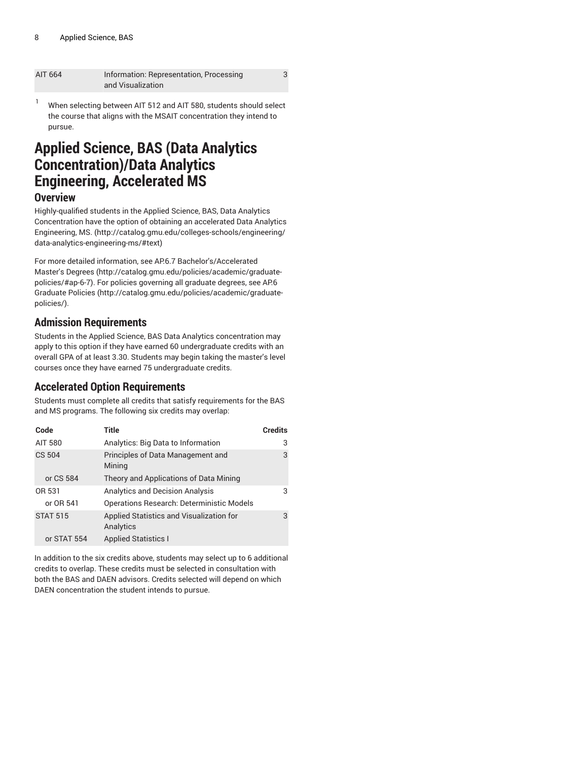| | | |
|---|---|---|
| AIT 664 | Information: Representation, Processing and Visualization | 3 |

[1] When selecting between AIT 512 and AIT 580, students should select the course that aligns with the MSAIT concentration they intend to pursue.

# Applied Science, BAS (Data Analytics Concentration)/Data Analytics Engineering, Accelerated MS

## Overview

Highly-qualified students in the Applied Science, BAS, Data Analytics Concentration have the option of obtaining an accelerated Data Analytics Engineering, MS. (http://catalog.gmu.edu/colleges-schools/engineering/data-analytics-engineering-ms/#text)

For more detailed information, see AP.6.7 Bachelor's/Accelerated Master's Degrees (http://catalog.gmu.edu/policies/academic/graduate-policies/#ap-6-7). For policies governing all graduate degrees, see AP.6 Graduate Policies (http://catalog.gmu.edu/policies/academic/graduate-policies/).

## Admission Requirements

Students in the Applied Science, BAS Data Analytics concentration may apply to this option if they have earned 60 undergraduate credits with an overall GPA of at least 3.30. Students may begin taking the master's level courses once they have earned 75 undergraduate credits.

## Accelerated Option Requirements

Students must complete all credits that satisfy requirements for the BAS and MS programs. The following six credits may overlap:

| Code | Title | Credits |
|---|---|---|
| AIT 580 | Analytics: Big Data to Information | 3 |
| CS 504 | Principles of Data Management and Mining | 3 |
| or CS 584 | Theory and Applications of Data Mining | |
| OR 531 | Analytics and Decision Analysis | 3 |
| or OR 541 | Operations Research: Deterministic Models | |
| STAT 515 | Applied Statistics and Visualization for Analytics | 3 |
| or STAT 554 | Applied Statistics I | |

In addition to the six credits above, students may select up to 6 additional credits to overlap. These credits must be selected in consultation with both the BAS and DAEN advisors. Credits selected will depend on which DAEN concentration the student intends to pursue.